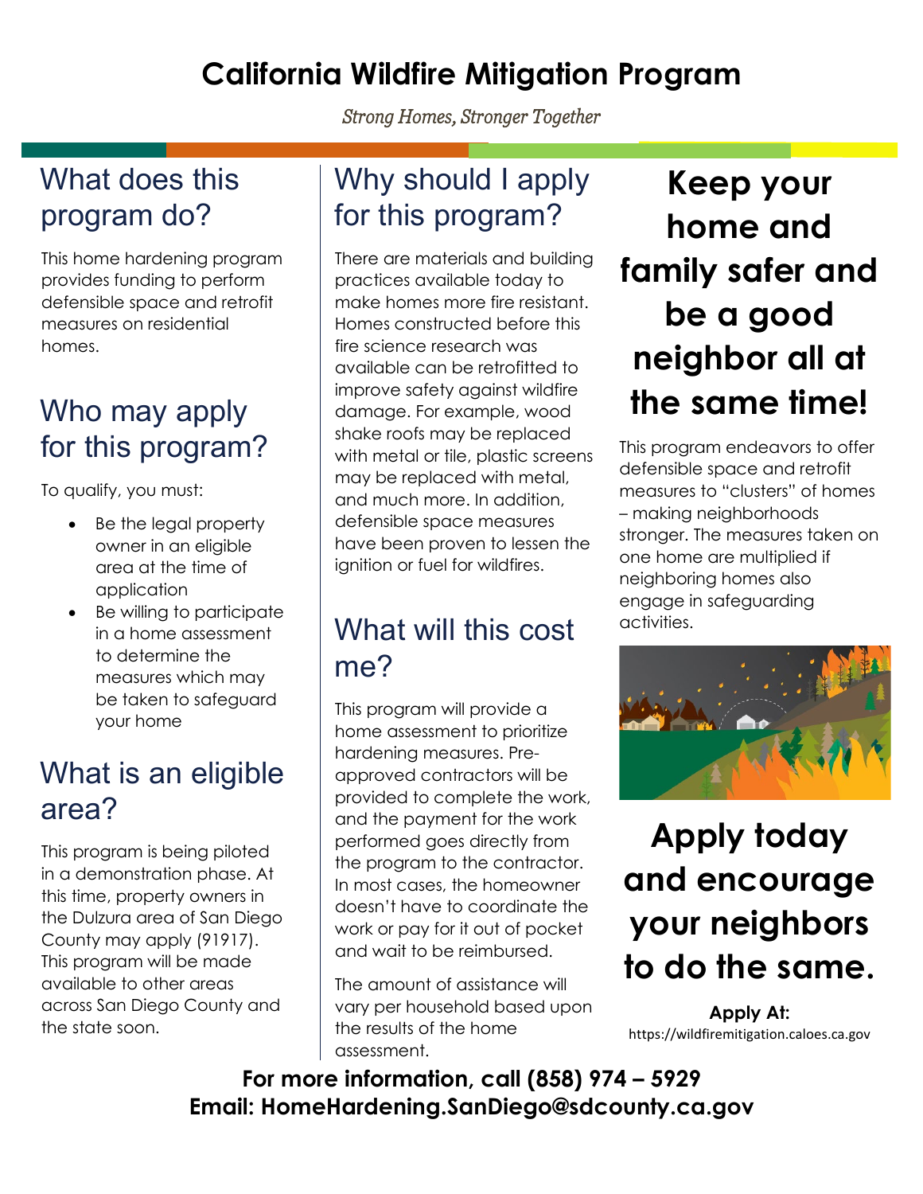# California Wildfire Mitigation Program

*Strong Homes, Stronger Together*

## What does this program do?

This home hardening program provides funding to perform defensible space and retrofit measures on residential homes.

## Who may apply for this program?

To qualify, you must:

- Be the legal property owner in an eligible area at the time of application
- Be willing to participate in a home assessment to determine the measures which may be taken to safeguard your home

## What is an eligible area?

This program is being piloted in a demonstration phase. At this time, property owners in the Dulzura area of San Diego County may apply (91917). This program will be made available to other areas across San Diego County and the state soon.

## Why should I apply for this program?

There are materials and building practices available today to make homes more fire resistant. Homes constructed before this fire science research was available can be retrofitted to improve safety against wildfire damage. For example, wood shake roofs may be replaced with metal or tile, plastic screens may be replaced with metal, and much more. In addition, defensible space measures have been proven to lessen the ignition or fuel for wildfires.

## What will this cost me?

This program will provide a home assessment to prioritize hardening measures. Pre-approved contractors will be provided to complete the work, and the payment for the work performed goes directly from the program to the contractor. In most cases, the homeowner doesn't have to coordinate the work or pay for it out of pocket and wait to be reimbursed.

The amount of assistance will vary per household based upon the results of the home assessment.

## Keep your home and family safer and be a good neighbor all at the same time!

This program endeavors to offer defensible space and retrofit measures to "clusters" of homes – making neighborhoods stronger. The measures taken on one home are multiplied if neighboring homes also engage in safeguarding activities.

## Apply today and encourage your neighbors to do the same.

**Apply At:**
https://wildfiremitigation.caloes.ca.gov

**For more information, call (858) 974 – 5929**
**Email: HomeHardening.SanDiego@sdcounty.ca.gov**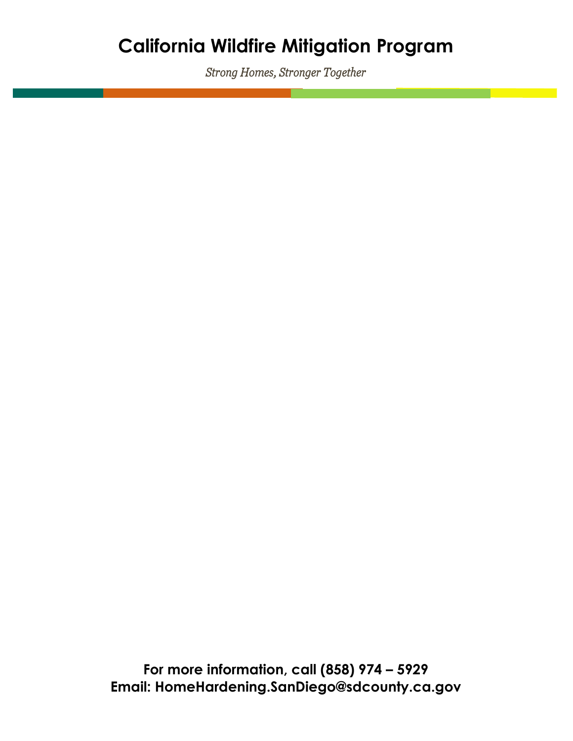# California Wildfire Mitigation Program

*Strong Homes, Stronger Together*

**For more information, call (858) 974 – 5929**
**Email: HomeHardening.SanDiego@sdcounty.ca.gov**